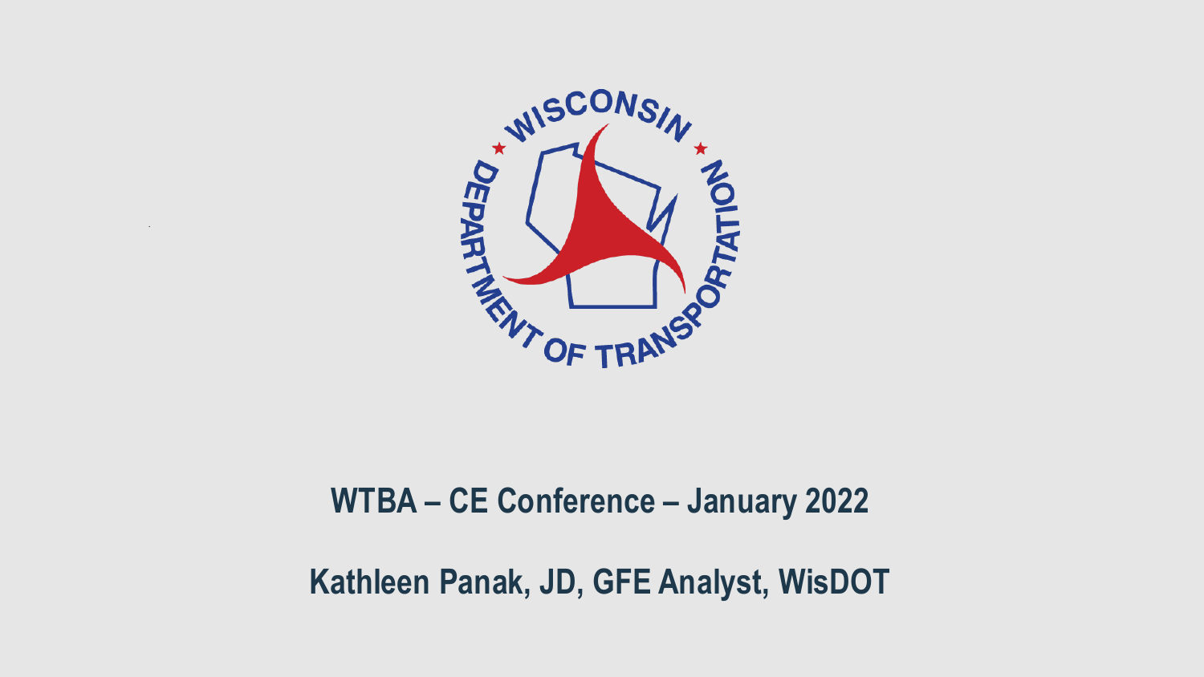**WTBA – CE Conference – January 2022**

**Kathleen Panak, JD, GFE Analyst, WisDOT**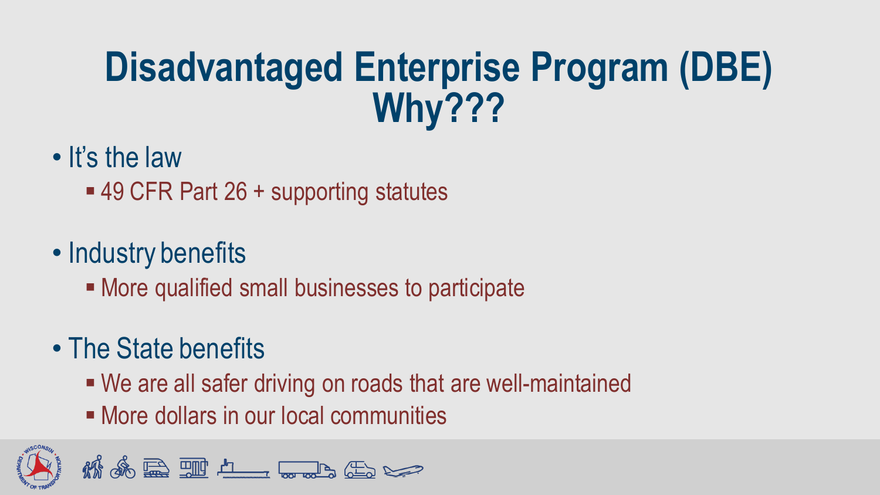# Disadvantaged Enterprise Program (DBE) Why???

- It's the law
  - 49 CFR Part 26 + supporting statutes
- Industry benefits
  - More qualified small businesses to participate
- The State benefits
  - We are all safer driving on roads that are well-maintained
  - More dollars in our local communities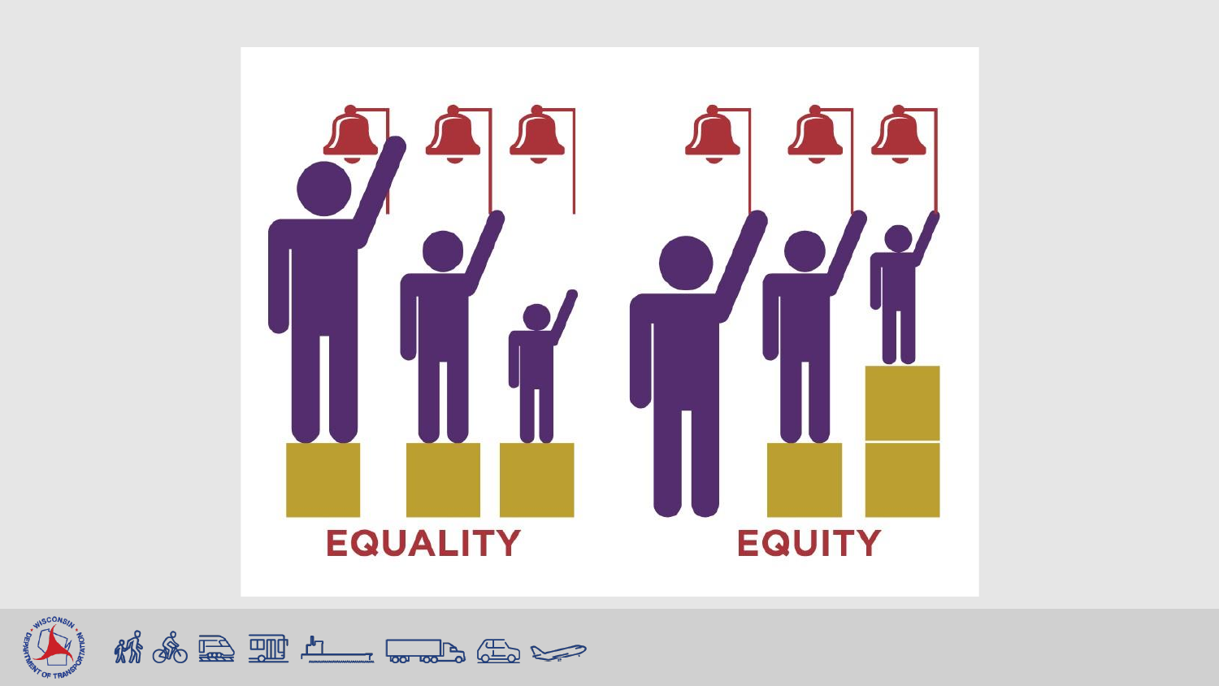EQUALITY

EQUITY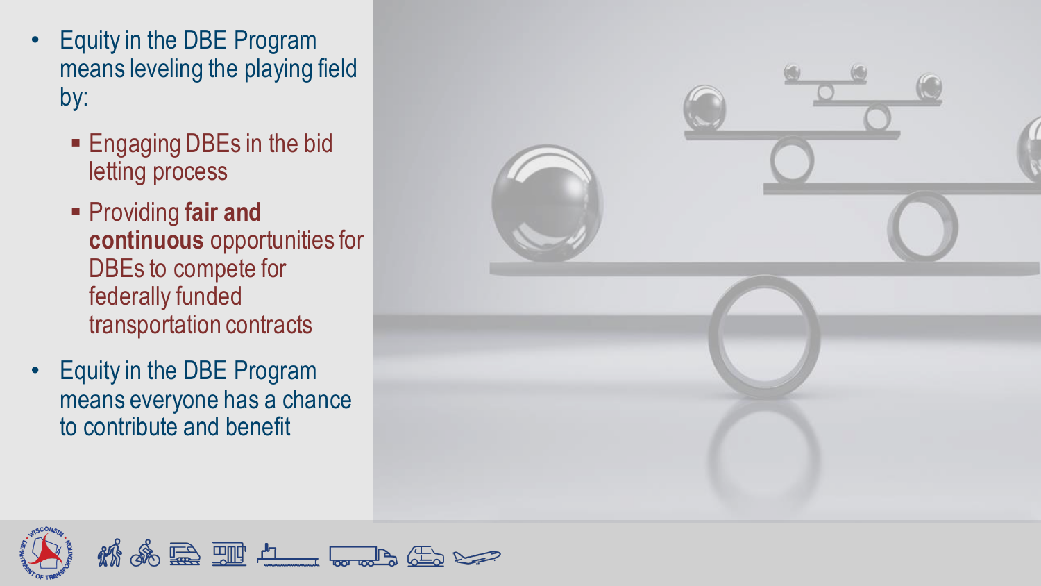- Equity in the DBE Program means leveling the playing field by:
  - Engaging DBEs in the bid letting process
  - Providing **fair and continuous** opportunities for DBEs to compete for federally funded transportation contracts
- Equity in the DBE Program means everyone has a chance to contribute and benefit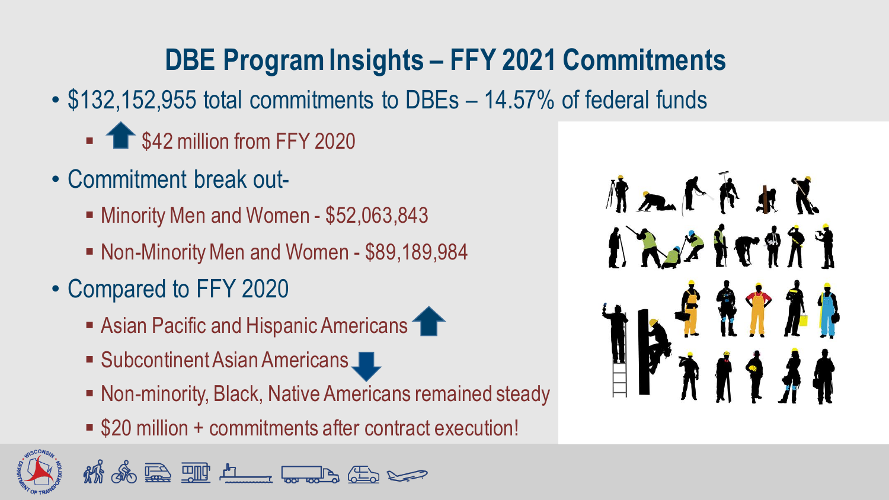## DBE Program Insights – FFY 2021 Commitments

- $132,152,955 total commitments to DBEs – 14.57% of federal funds
  - ↑ $42 million from FFY 2020
- Commitment break out-
  - Minority Men and Women - $52,063,843
  - Non-Minority Men and Women - $89,189,984
- Compared to FFY 2020
  - Asian Pacific and Hispanic Americans ↑
  - Subcontinent Asian Americans ↓
  - Non-minority, Black, Native Americans remained steady
  - $20 million + commitments after contract execution!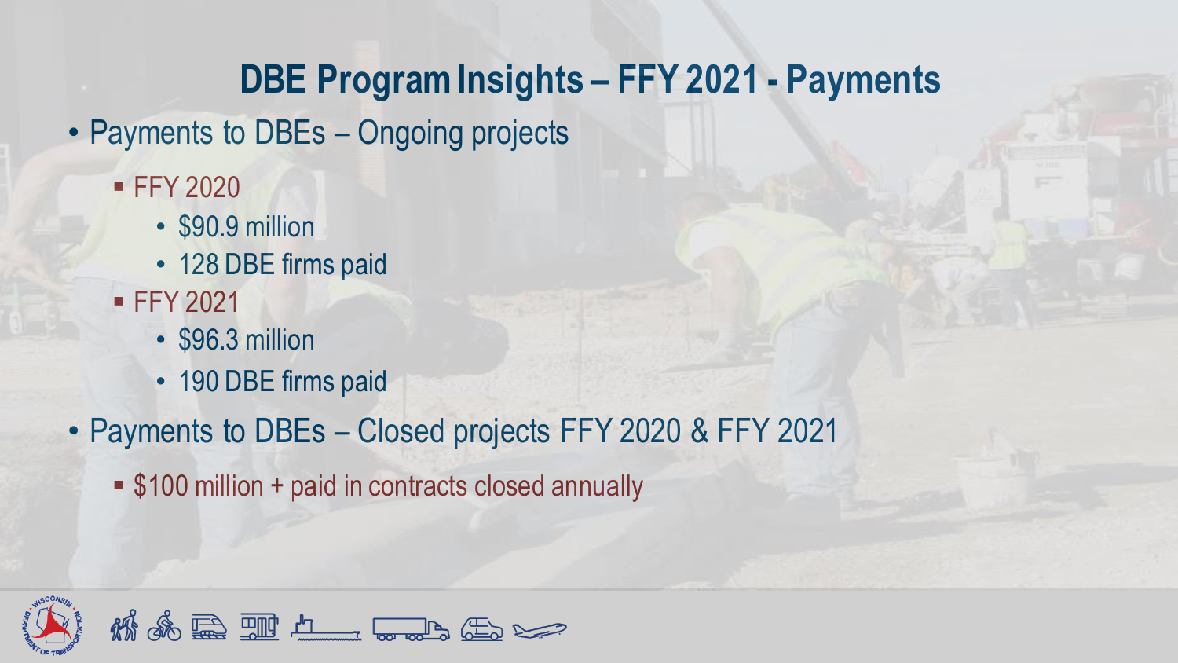# DBE Program Insights – FFY 2021 - Payments

- Payments to DBEs – Ongoing projects
  - FFY 2020
    - $90.9 million
    - 128 DBE firms paid
  - FFY 2021
    - $96.3 million
    - 190 DBE firms paid
- Payments to DBEs – Closed projects FFY 2020 & FFY 2021
  - $100 million + paid in contracts closed annually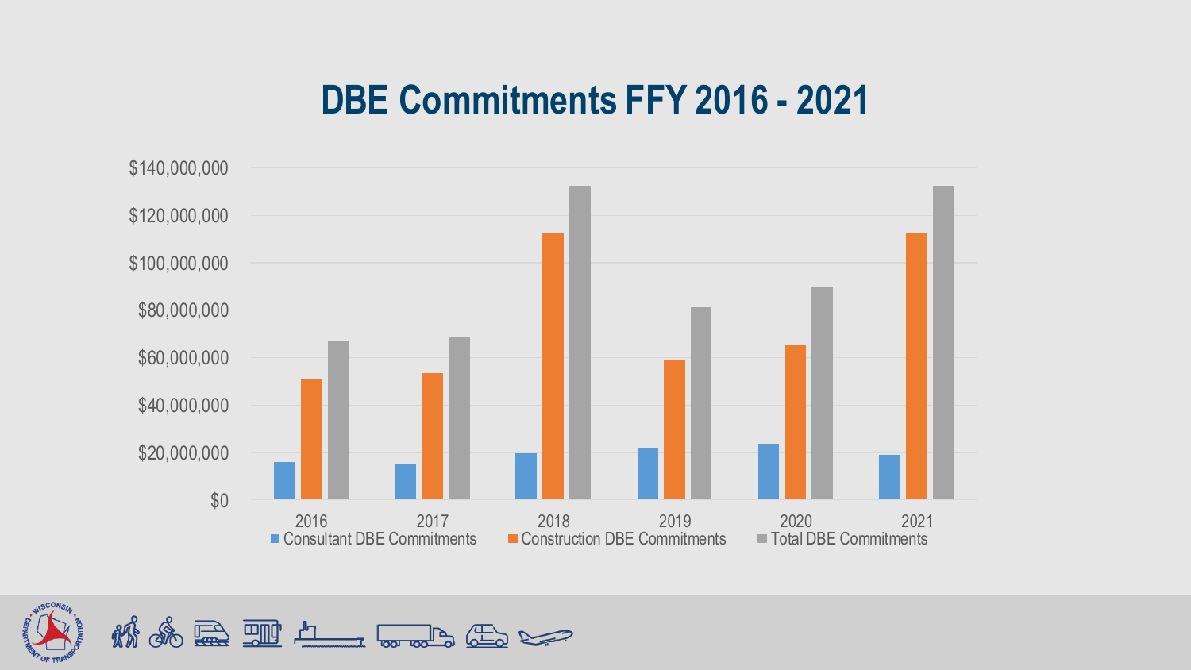# DBE Commitments FFY 2016 - 2021

$140,000,000
$120,000,000
$100,000,000
$80,000,000
$60,000,000
$40,000,000
$20,000,000
$0

2016 2017 2018 2019 2020 2021

Consultant DBE Commitments | Construction DBE Commitments | Total DBE Commitments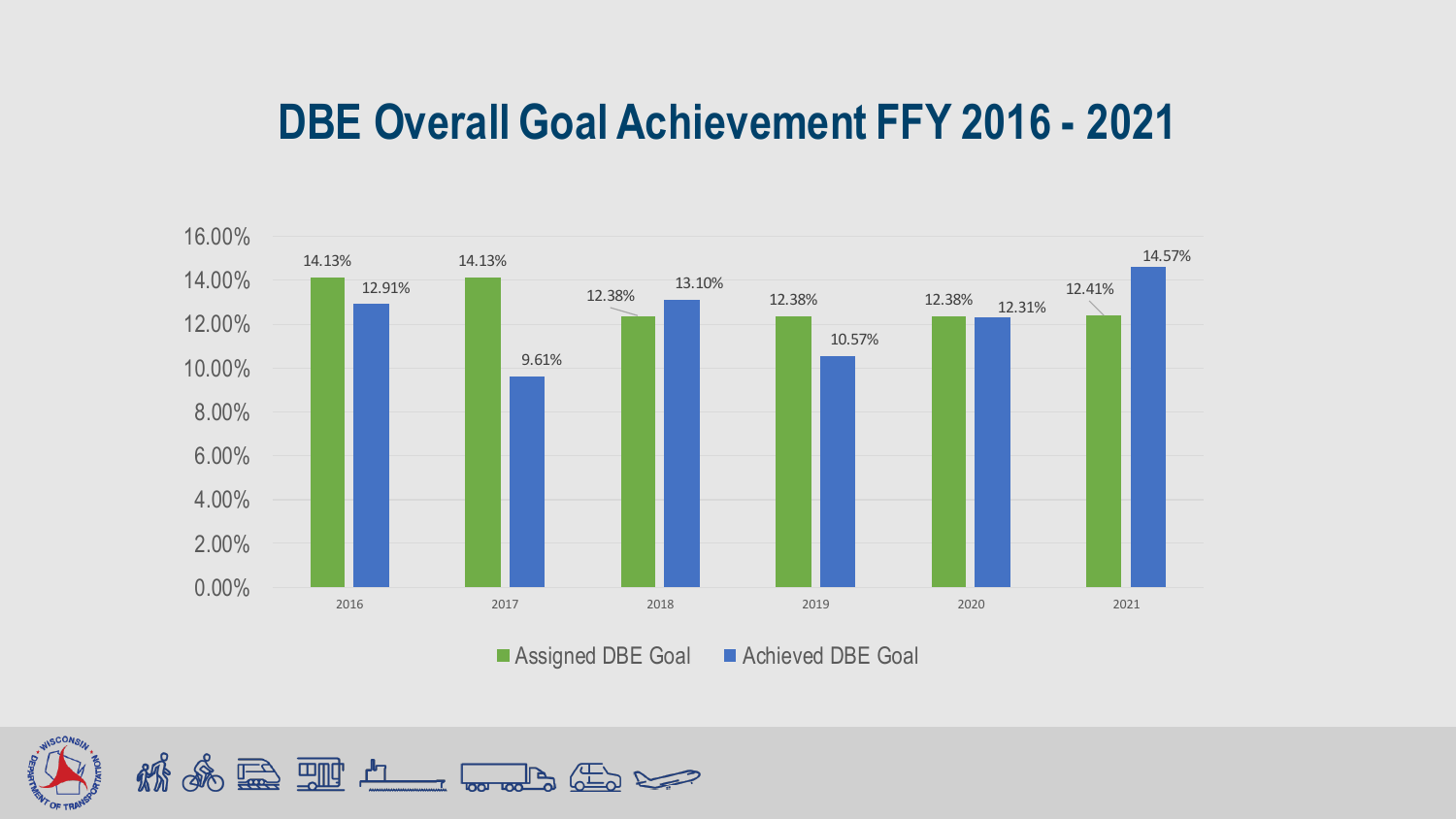# DBE Overall Goal Achievement FFY 2016 - 2021

| Year | Assigned DBE Goal | Achieved DBE Goal |
|---|---|---|
| 2016 | 14.13% | 12.91% |
| 2017 | 14.13% | 9.61% |
| 2018 | 12.38% | 13.10% |
| 2019 | 12.38% | 10.57% |
| 2020 | 12.38% | 12.31% |
| 2021 | 12.41% | 14.57% |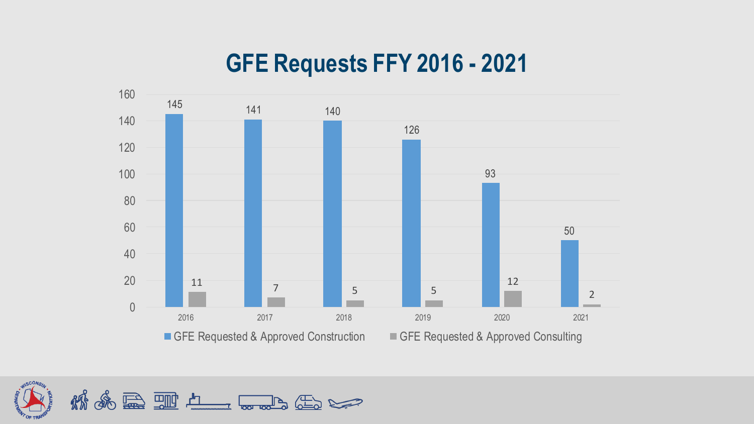# GFE Requests FFY 2016 - 2021

| Year | GFE Requested & Approved Construction | GFE Requested & Approved Consulting |
| --- | --- | --- |
| 2016 | 145 | 11 |
| 2017 | 141 | 7 |
| 2018 | 140 | 5 |
| 2019 | 126 | 5 |
| 2020 | 93 | 12 |
| 2021 | 50 | 2 |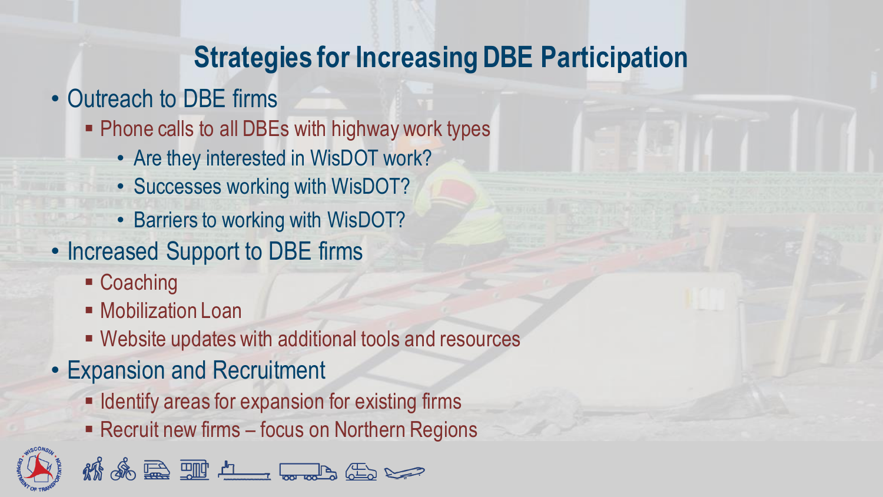# Strategies for Increasing DBE Participation

- Outreach to DBE firms
  - Phone calls to all DBEs with highway work types
    - Are they interested in WisDOT work?
    - Successes working with WisDOT?
    - Barriers to working with WisDOT?
- Increased Support to DBE firms
  - Coaching
  - Mobilization Loan
  - Website updates with additional tools and resources
- Expansion and Recruitment
  - Identify areas for expansion for existing firms
  - Recruit new firms – focus on Northern Regions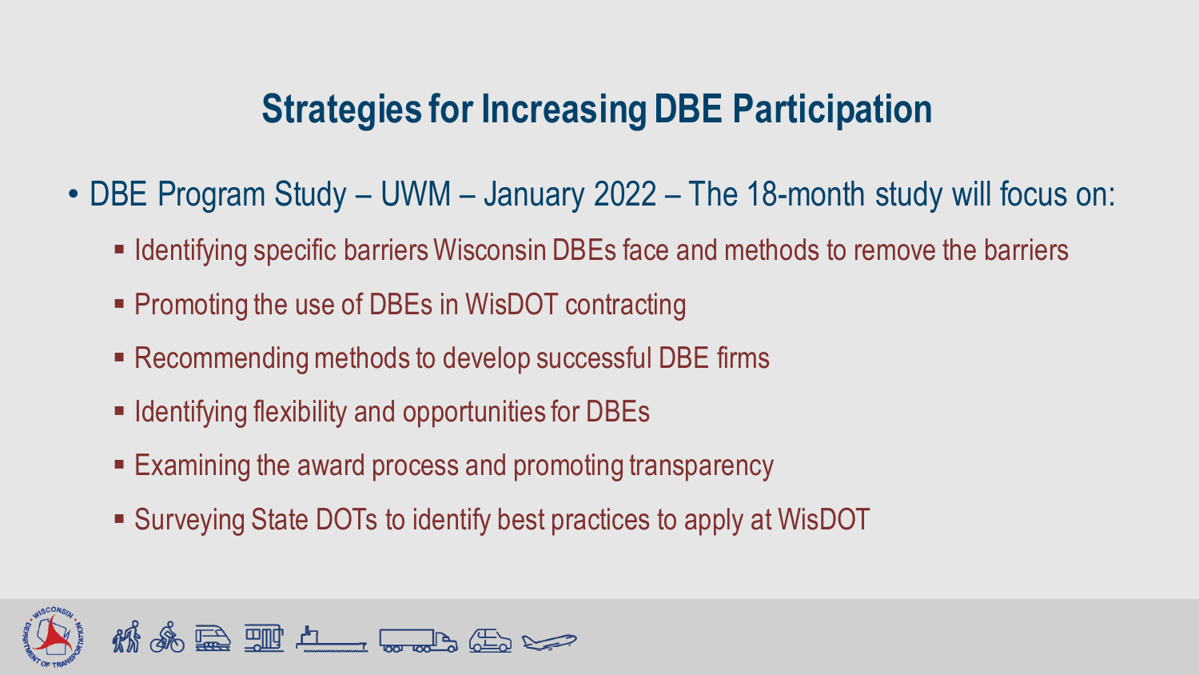## Strategies for Increasing DBE Participation

- DBE Program Study – UWM – January 2022 – The 18-month study will focus on:
  - Identifying specific barriers Wisconsin DBEs face and methods to remove the barriers
  - Promoting the use of DBEs in WisDOT contracting
  - Recommending methods to develop successful DBE firms
  - Identifying flexibility and opportunities for DBEs
  - Examining the award process and promoting transparency
  - Surveying State DOTs to identify best practices to apply at WisDOT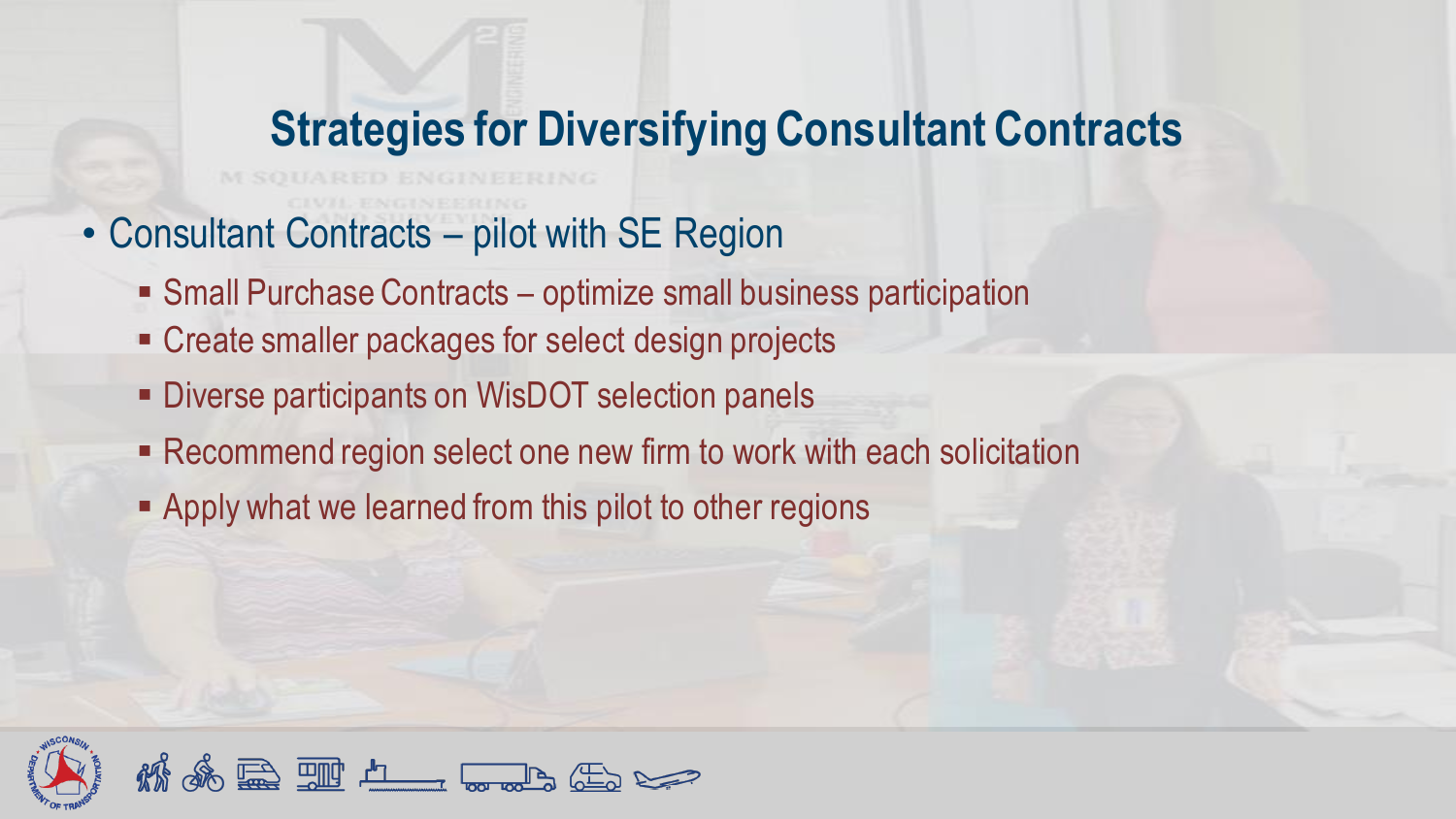## Strategies for Diversifying Consultant Contracts

- Consultant Contracts – pilot with SE Region
  - Small Purchase Contracts – optimize small business participation
  - Create smaller packages for select design projects
  - Diverse participants on WisDOT selection panels
  - Recommend region select one new firm to work with each solicitation
  - Apply what we learned from this pilot to other regions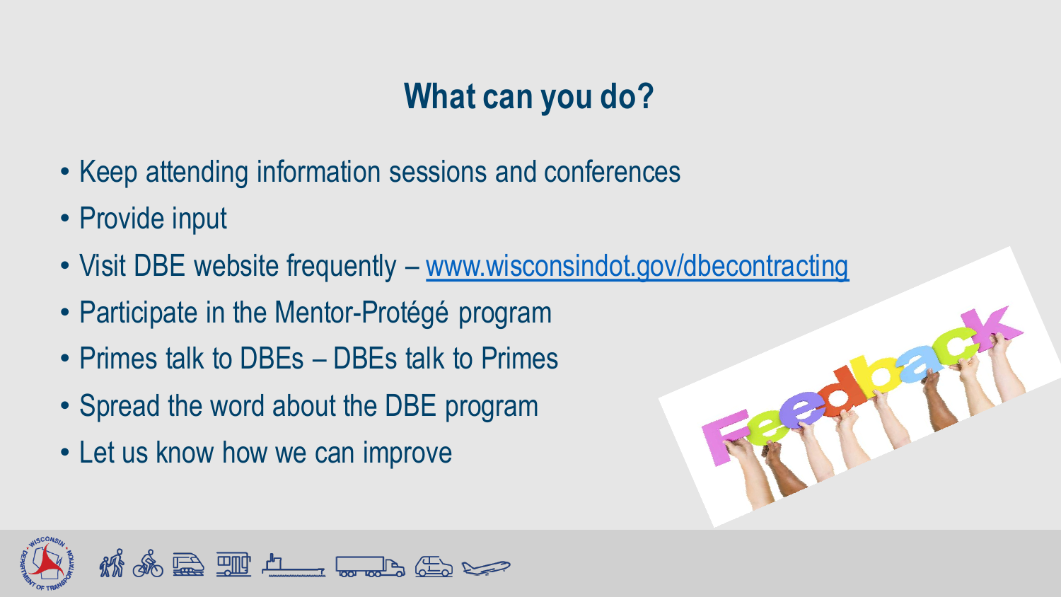## What can you do?

- Keep attending information sessions and conferences
- Provide input
- Visit DBE website frequently – www.wisconsindot.gov/dbecontracting
- Participate in the Mentor-Protégé program
- Primes talk to DBEs – DBEs talk to Primes
- Spread the word about the DBE program
- Let us know how we can improve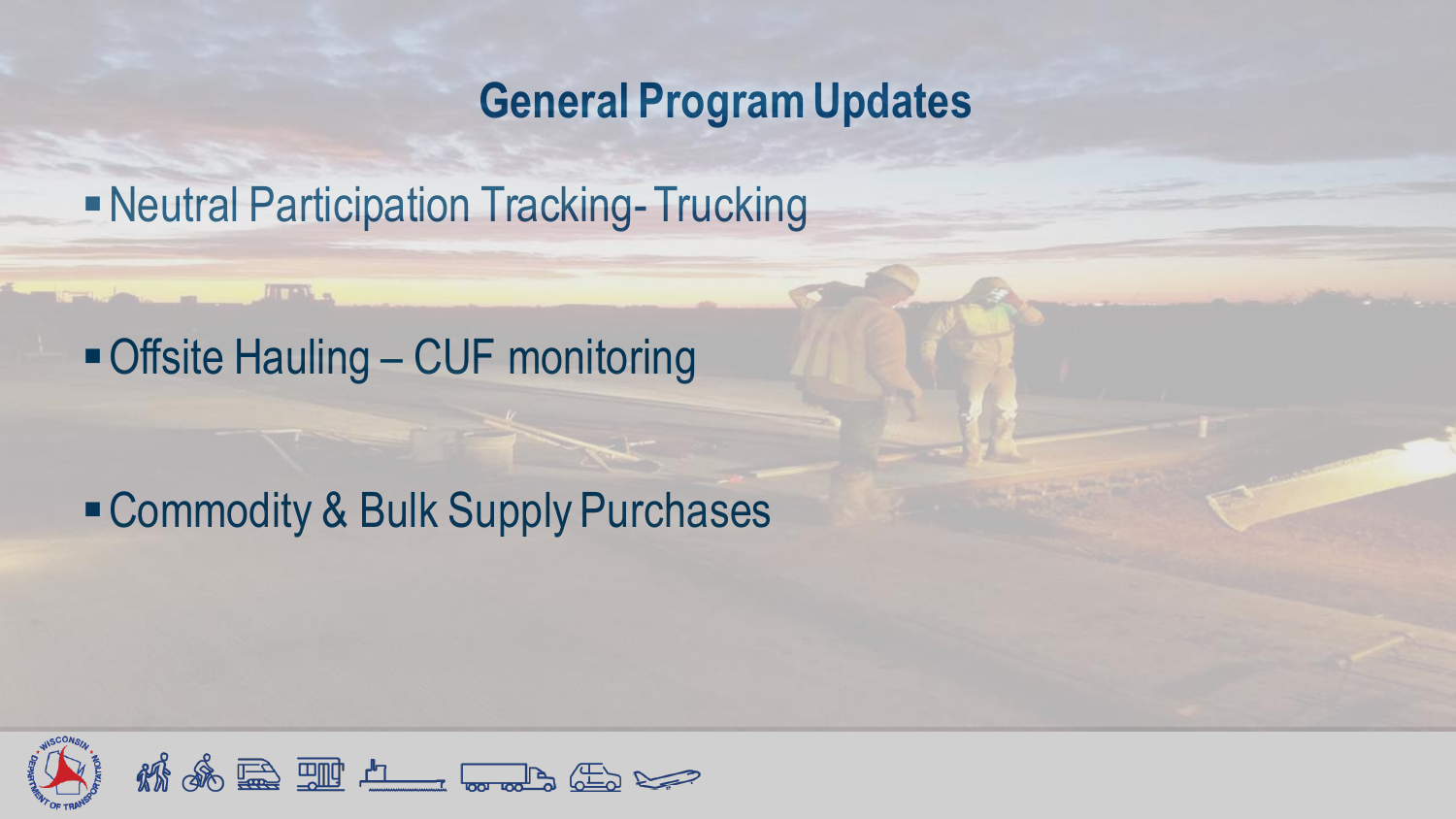# General Program Updates

- Neutral Participation Tracking- Trucking
- Offsite Hauling – CUF monitoring
- Commodity & Bulk Supply Purchases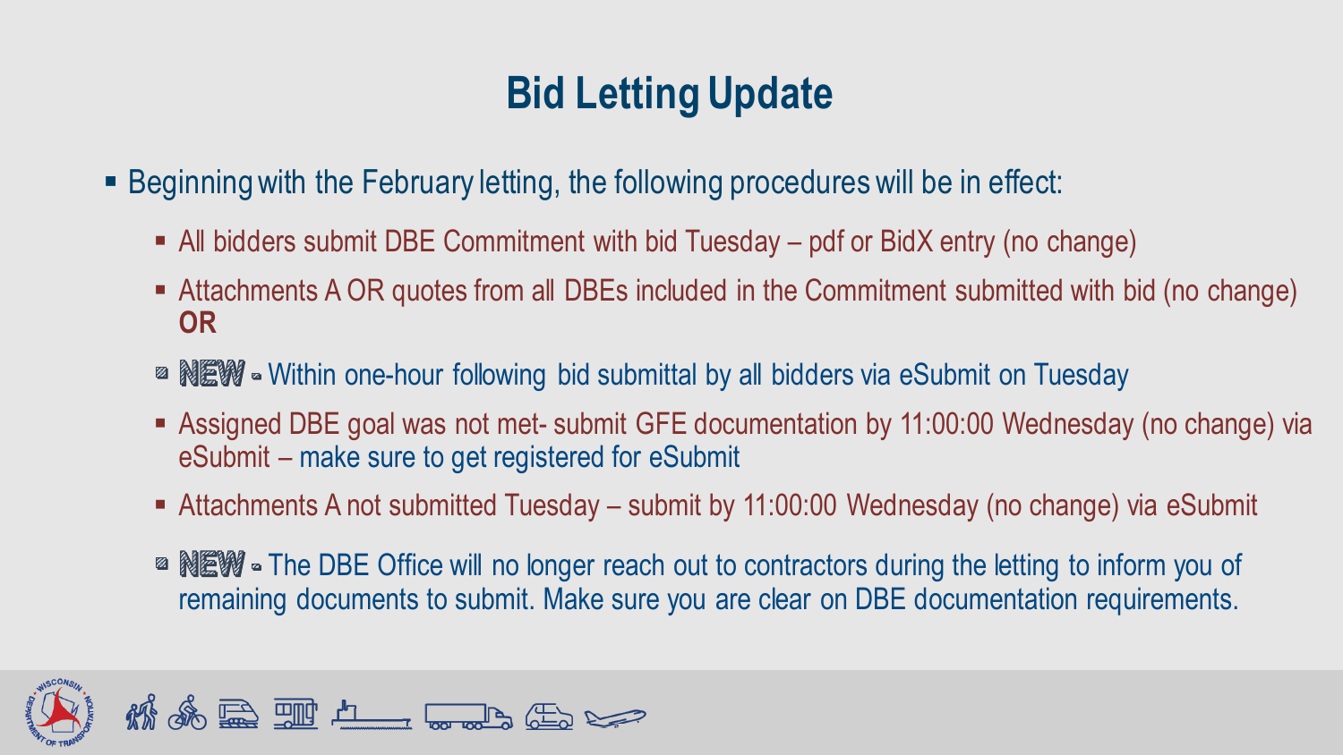# Bid Letting Update

- Beginning with the February letting, the following procedures will be in effect:
  - All bidders submit DBE Commitment with bid Tuesday – pdf or BidX entry (no change)
  - Attachments A OR quotes from all DBEs included in the Commitment submitted with bid (no change) **OR**
  - **NEW** - Within one-hour following bid submittal by all bidders via eSubmit on Tuesday
  - Assigned DBE goal was not met- submit GFE documentation by 11:00:00 Wednesday (no change) via eSubmit – make sure to get registered for eSubmit
  - Attachments A not submitted Tuesday – submit by 11:00:00 Wednesday (no change) via eSubmit
  - **NEW** - The DBE Office will no longer reach out to contractors during the letting to inform you of remaining documents to submit. Make sure you are clear on DBE documentation requirements.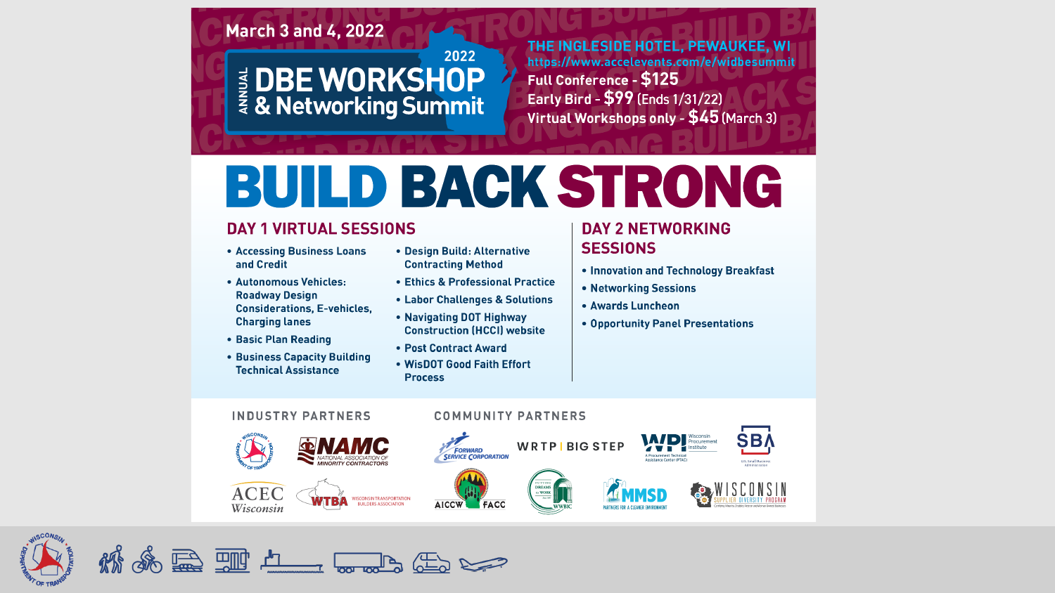March 3 and 4, 2022

# 2022 ANNUAL DBE WORKSHOP & Networking Summit

**THE INGLESIDE HOTEL, PEWAUKEE, WI**

https://www.accelevents.com/e/widbesummit

**Full Conference - $125**

**Early Bird - $99** (Ends 1/31/22)

**Virtual Workshops only - $45** (March 3)

# BUILD BACK STRONG

## DAY 1 VIRTUAL SESSIONS

- Accessing Business Loans and Credit
- Autonomous Vehicles: Roadway Design Considerations, E-vehicles, Charging lanes
- Basic Plan Reading
- Business Capacity Building Technical Assistance
- Design Build: Alternative Contracting Method
- Ethics & Professional Practice
- Labor Challenges & Solutions
- Navigating DOT Highway Construction (HCCI) website
- Post Contract Award
- WisDOT Good Faith Effort Process

## DAY 2 NETWORKING SESSIONS

- Innovation and Technology Breakfast
- Networking Sessions
- Awards Luncheon
- Opportunity Panel Presentations

### INDUSTRY PARTNERS

Wisconsin Department of Transportation, NAMC National Association of Minority Contractors, ACEC Wisconsin, WTBA Wisconsin Transportation Builders Association

### COMMUNITY PARTNERS

Forward Service Corporation, WRTP | BIG STEP, WPI Wisconsin Procurement Institute – A Procurement Technical Assistance Center (PTAC), SBA U.S. Small Business Administration, AICCW, FACC, WWBIC, MMSD Partners for a Cleaner Environment, Wisconsin Supplier Diversity Program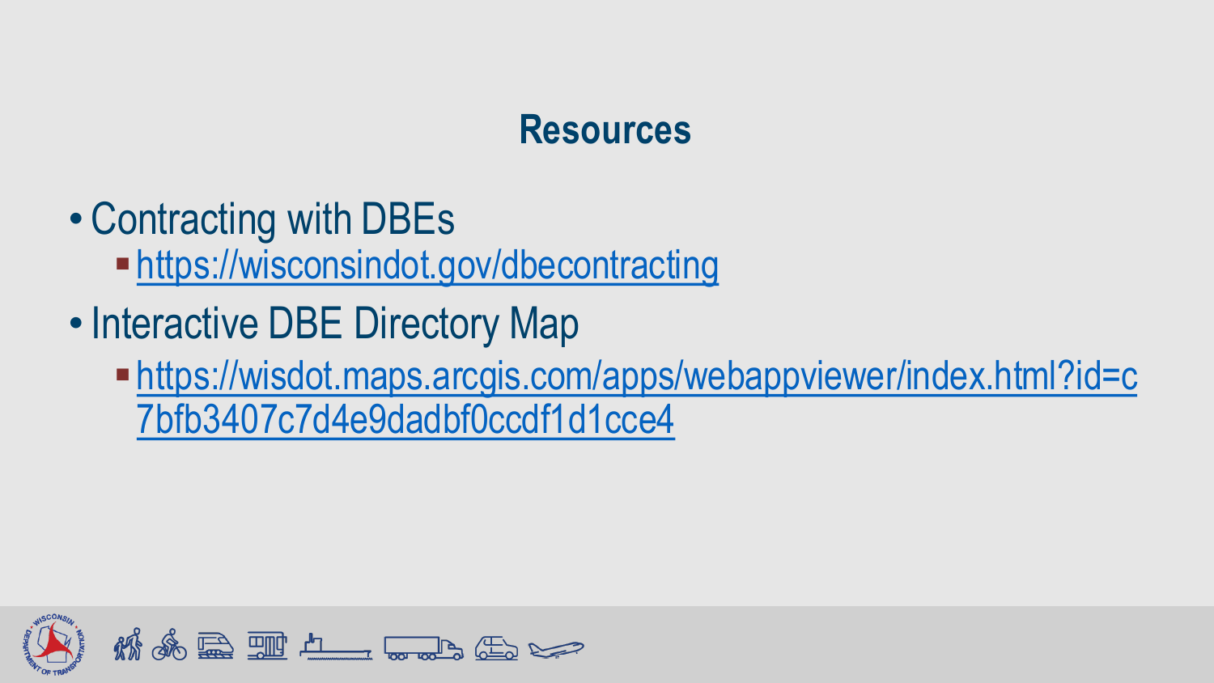## Resources

- Contracting with DBEs
  - https://wisconsindot.gov/dbecontracting
- Interactive DBE Directory Map
  - https://wisdot.maps.arcgis.com/apps/webappviewer/index.html?id=c7bfb3407c7d4e9dadbf0ccdf1d1cce4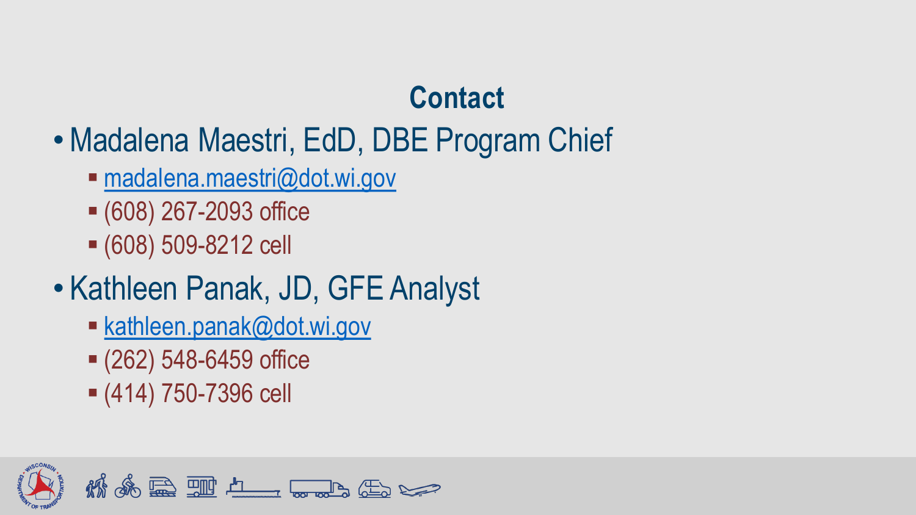# Contact

- Madalena Maestri, EdD, DBE Program Chief
  - madalena.maestri@dot.wi.gov
  - (608) 267-2093 office
  - (608) 509-8212 cell
- Kathleen Panak, JD, GFE Analyst
  - kathleen.panak@dot.wi.gov
  - (262) 548-6459 office
  - (414) 750-7396 cell